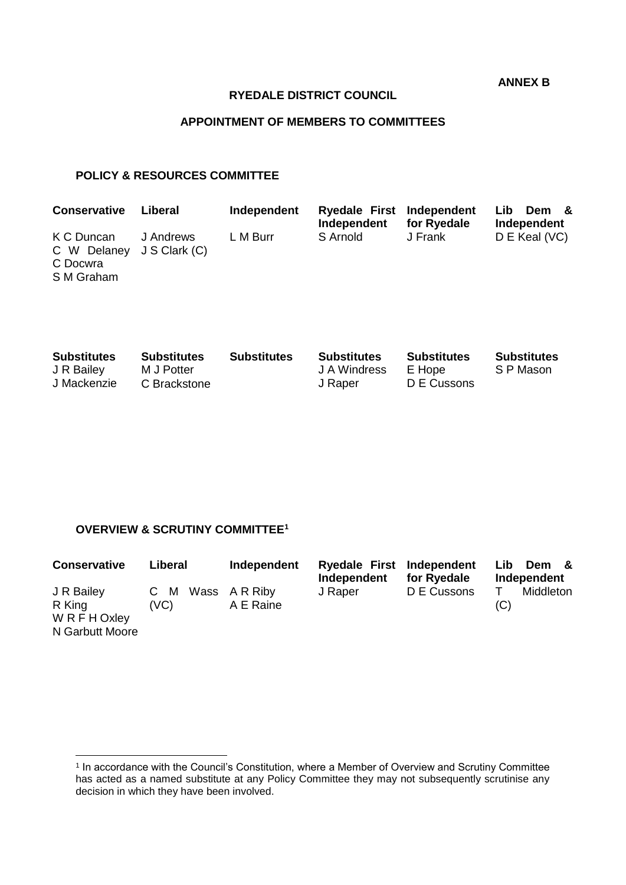**ANNEX B**

**RYEDALE DISTRICT COUNCIL**

**APPOINTMENT OF MEMBERS TO COMMITTEES**

## POLICY & RESOURCES COMMITTEE

| Conservative | Liberal | Independent | Ryedale First Independent | Independent for Ryedale | Lib Dem & Independent |
|---|---|---|---|---|---|
| K C Duncan | J Andrews | L M Burr | S Arnold | J Frank | D E Keal (VC) |
| C W Delaney | J S Clark (C) | | | | |
| C Docwra | | | | | |
| S M Graham | | | | | |

| Substitutes | Substitutes | Substitutes | Substitutes | Substitutes | Substitutes |
|---|---|---|---|---|---|
| J R Bailey | M J Potter | | J A Windress | E Hope | S P Mason |
| J Mackenzie | C Brackstone | | J Raper | D E Cussons | |

## OVERVIEW & SCRUTINY COMMITTEE[1]

| Conservative | Liberal | Independent | Ryedale First Independent | Independent for Ryedale | Lib Dem & Independent |
|---|---|---|---|---|---|
| J R Bailey | C M Wass (VC) | A R Riby | J Raper | D E Cussons | T Middleton (C) |
| R King | | A E Raine | | | |
| W R F H Oxley | | | | | |
| N Garbutt Moore | | | | | |

[1] In accordance with the Council's Constitution, where a Member of Overview and Scrutiny Committee has acted as a named substitute at any Policy Committee they may not subsequently scrutinise any decision in which they have been involved.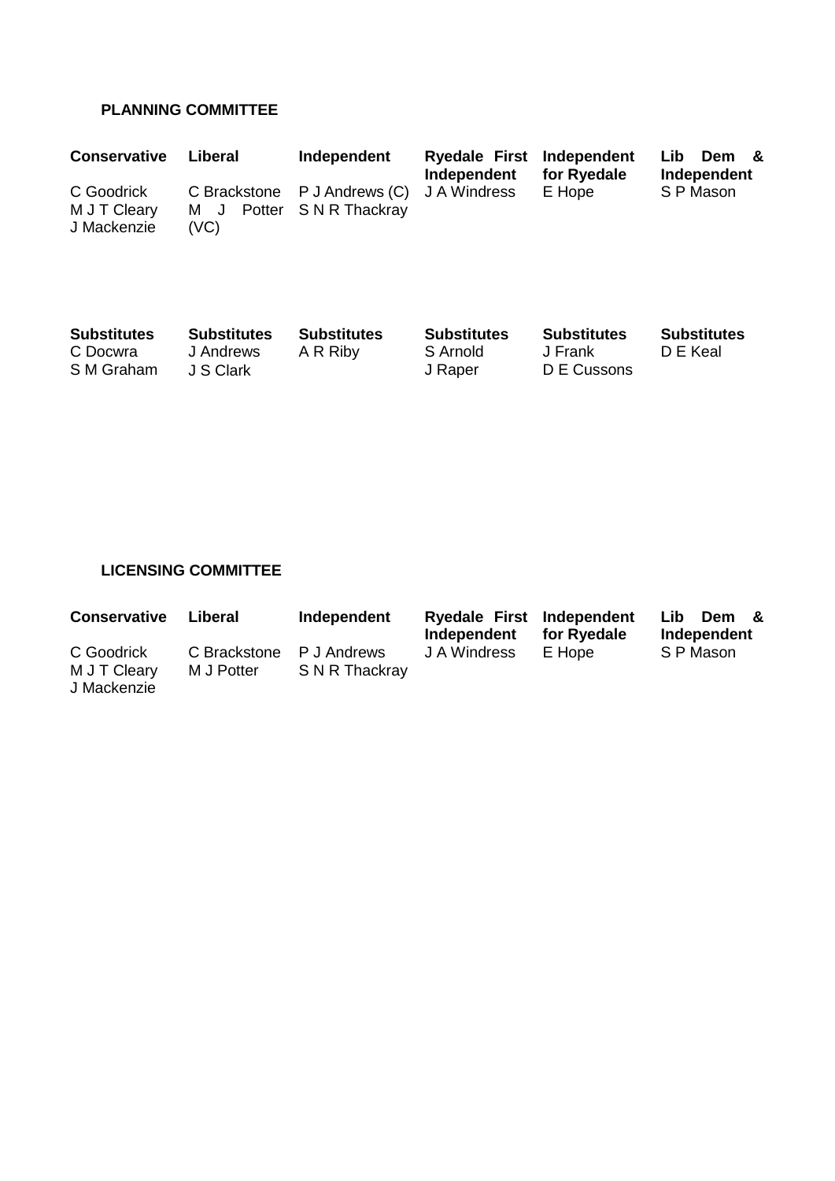**PLANNING COMMITTEE**

| Conservative | Liberal | Independent | Ryedale First Independent | Independent for Ryedale | Lib Dem & Independent |
|---|---|---|---|---|---|
| C Goodrick | C Brackstone | P J Andrews (C) | J A Windress | E Hope | S P Mason |
| M J T Cleary | M J Potter (VC) | S N R Thackray | | | |
| J Mackenzie | | | | | |

| Substitutes | Substitutes | Substitutes | Substitutes | Substitutes | Substitutes |
|---|---|---|---|---|---|
| C Docwra | J Andrews | A R Riby | S Arnold | J Frank | D E Keal |
| S M Graham | J S Clark | | J Raper | D E Cussons | |

**LICENSING COMMITTEE**

| Conservative | Liberal | Independent | Ryedale First Independent | Independent for Ryedale | Lib Dem & Independent |
|---|---|---|---|---|---|
| C Goodrick | C Brackstone | P J Andrews | J A Windress | E Hope | S P Mason |
| M J T Cleary | M J Potter | S N R Thackray | | | |
| J Mackenzie | | | | | |